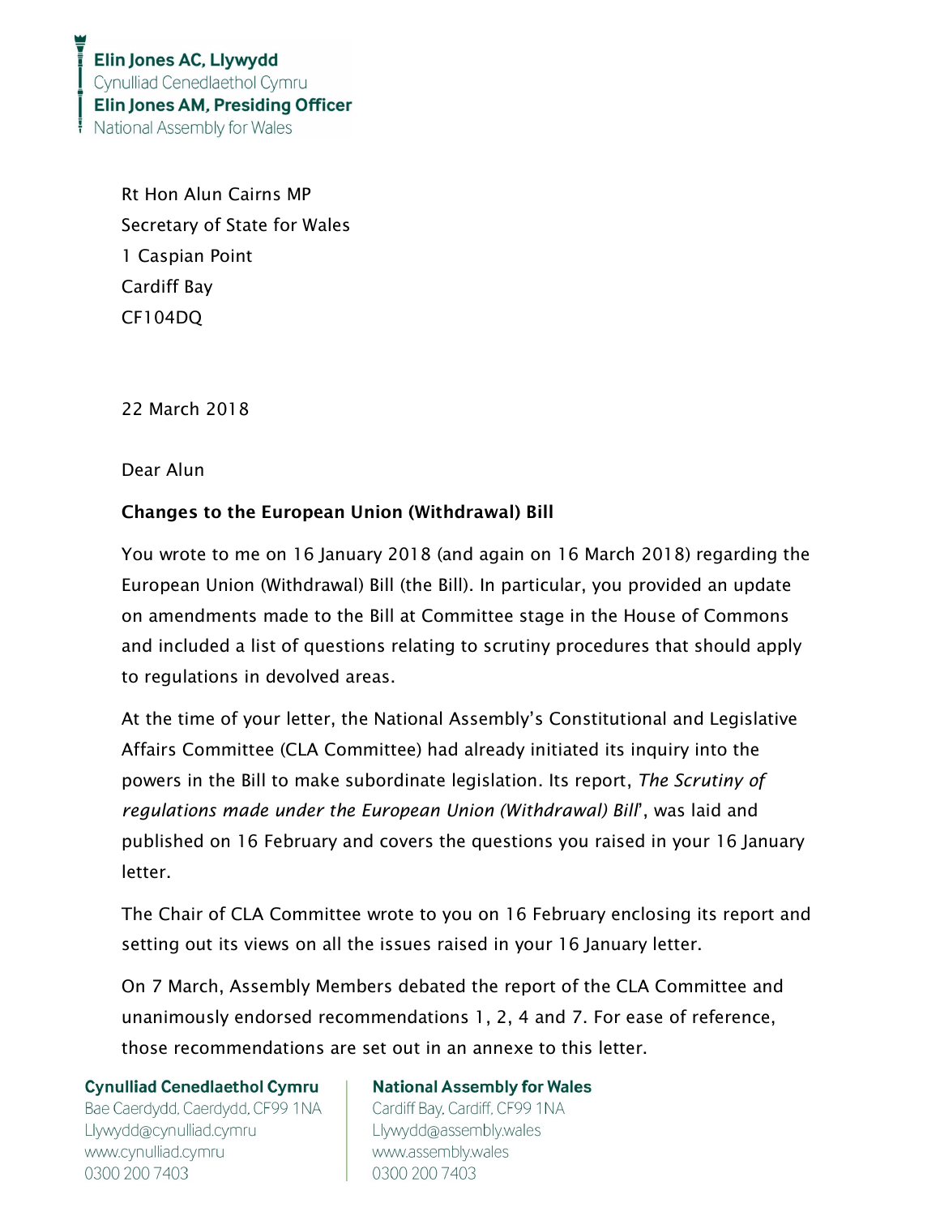**Elin Jones AC, Llywydd**
Cynulliad Cenedlaethol Cymru
**Elin Jones AM, Presiding Officer**
National Assembly for Wales

Rt Hon Alun Cairns MP
Secretary of State for Wales
1 Caspian Point
Cardiff Bay
CF104DQ

22 March 2018

Dear Alun

**Changes to the European Union (Withdrawal) Bill**

You wrote to me on 16 January 2018 (and again on 16 March 2018) regarding the European Union (Withdrawal) Bill (the Bill). In particular, you provided an update on amendments made to the Bill at Committee stage in the House of Commons and included a list of questions relating to scrutiny procedures that should apply to regulations in devolved areas.

At the time of your letter, the National Assembly's Constitutional and Legislative Affairs Committee (CLA Committee) had already initiated its inquiry into the powers in the Bill to make subordinate legislation. Its report, *The Scrutiny of regulations made under the European Union (Withdrawal) Bill*', was laid and published on 16 February and covers the questions you raised in your 16 January letter.

The Chair of CLA Committee wrote to you on 16 February enclosing its report and setting out its views on all the issues raised in your 16 January letter.

On 7 March, Assembly Members debated the report of the CLA Committee and unanimously endorsed recommendations 1, 2, 4 and 7. For ease of reference, those recommendations are set out in an annexe to this letter.

**Cynulliad Cenedlaethol Cymru**
Bae Caerdydd, Caerdydd, CF99 1NA
Llywydd@cynulliad.cymru
www.cynulliad.cymru
0300 200 7403

**National Assembly for Wales**
Cardiff Bay, Cardiff, CF99 1NA
Llywydd@assembly.wales
www.assembly.wales
0300 200 7403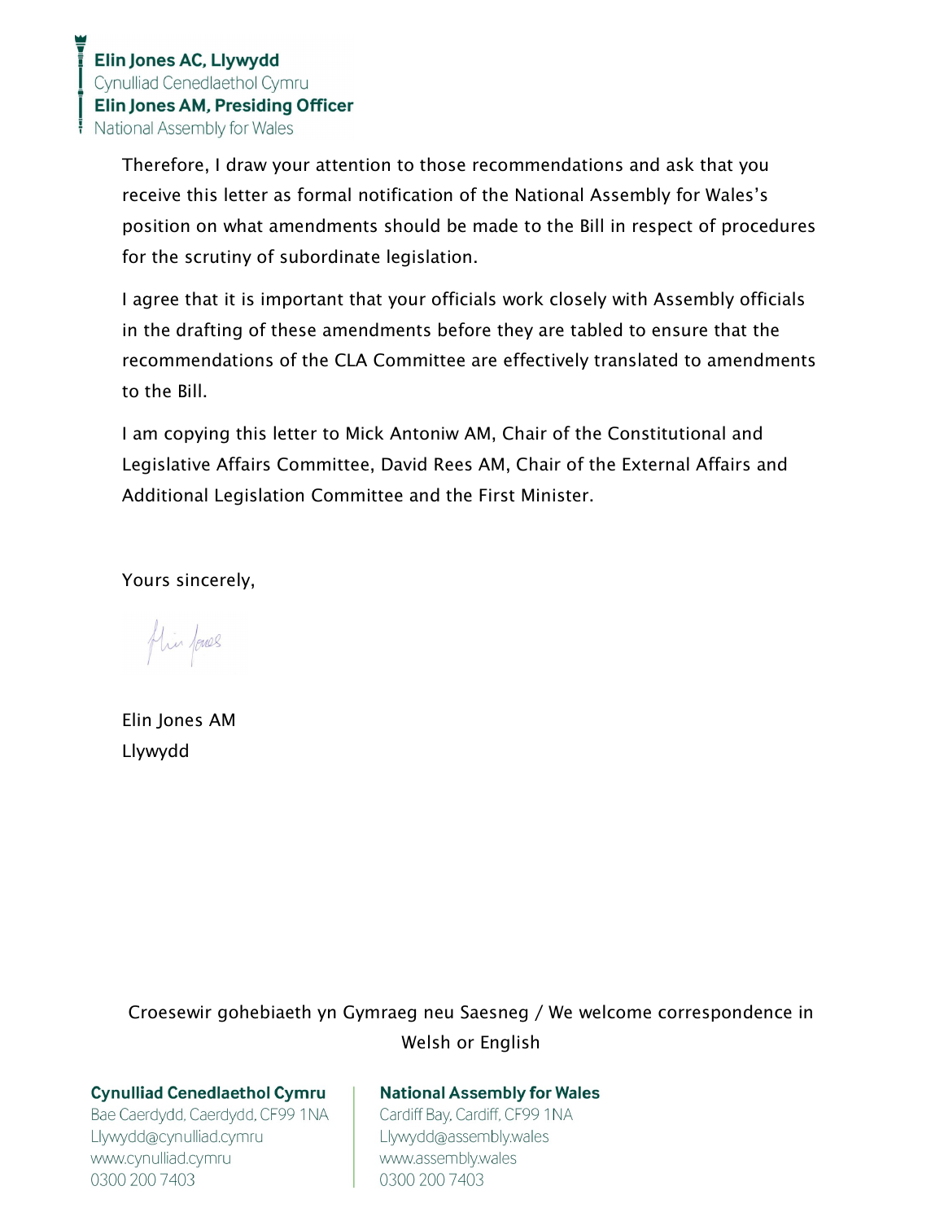Therefore, I draw your attention to those recommendations and ask that you receive this letter as formal notification of the National Assembly for Wales's position on what amendments should be made to the Bill in respect of procedures for the scrutiny of subordinate legislation.

I agree that it is important that your officials work closely with Assembly officials in the drafting of these amendments before they are tabled to ensure that the recommendations of the CLA Committee are effectively translated to amendments to the Bill.

I am copying this letter to Mick Antoniw AM, Chair of the Constitutional and Legislative Affairs Committee, David Rees AM, Chair of the External Affairs and Additional Legislation Committee and the First Minister.

Yours sincerely,

Elin Jones AM
Llywydd

Croesewir gohebiaeth yn Gymraeg neu Saesneg / We welcome correspondence in Welsh or English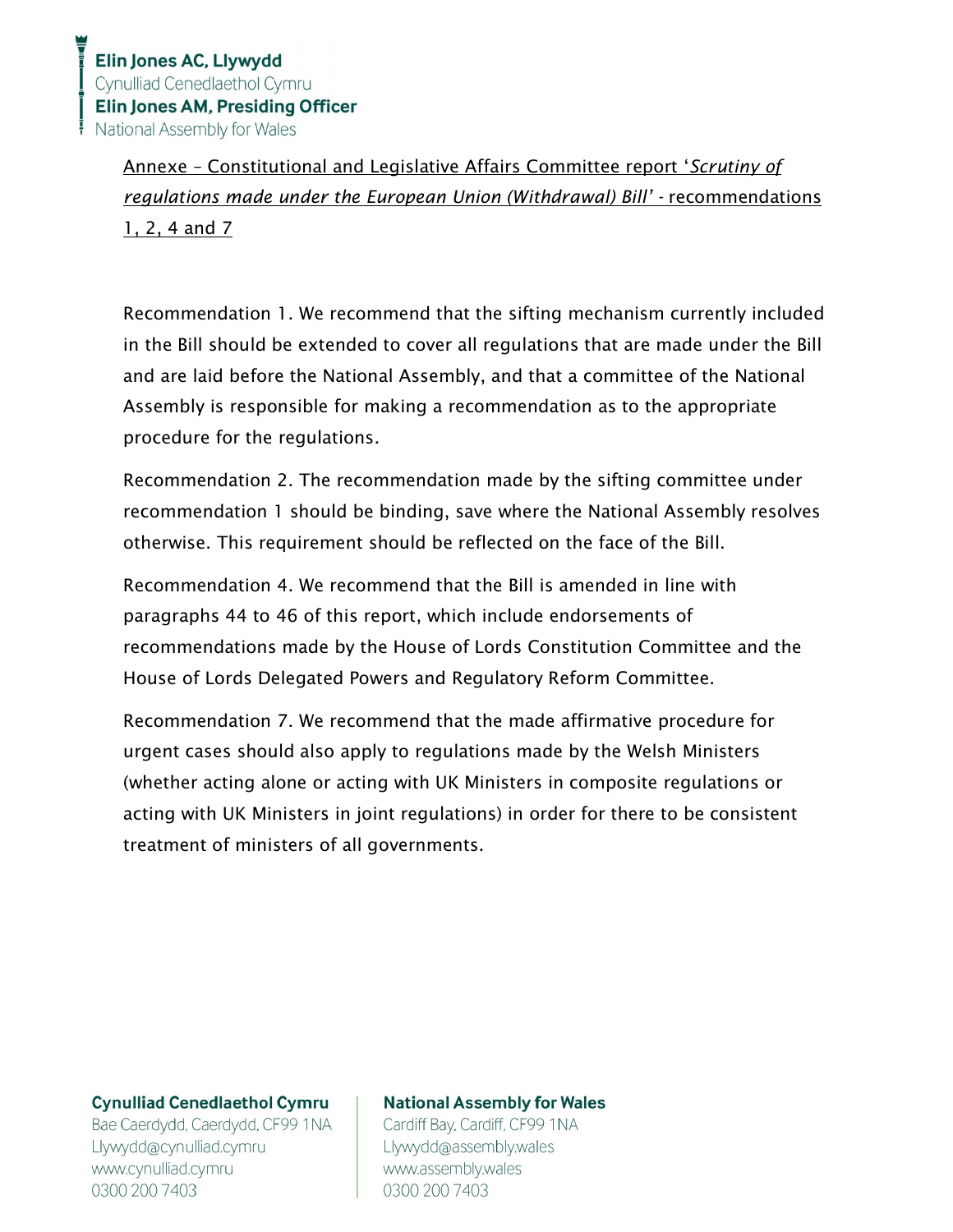Annexe – Constitutional and Legislative Affairs Committee report '*Scrutiny of regulations made under the European Union (Withdrawal) Bill*' - recommendations 1, 2, 4 and 7

Recommendation 1. We recommend that the sifting mechanism currently included in the Bill should be extended to cover all regulations that are made under the Bill and are laid before the National Assembly, and that a committee of the National Assembly is responsible for making a recommendation as to the appropriate procedure for the regulations.

Recommendation 2. The recommendation made by the sifting committee under recommendation 1 should be binding, save where the National Assembly resolves otherwise. This requirement should be reflected on the face of the Bill.

Recommendation 4. We recommend that the Bill is amended in line with paragraphs 44 to 46 of this report, which include endorsements of recommendations made by the House of Lords Constitution Committee and the House of Lords Delegated Powers and Regulatory Reform Committee.

Recommendation 7. We recommend that the made affirmative procedure for urgent cases should also apply to regulations made by the Welsh Ministers (whether acting alone or acting with UK Ministers in composite regulations or acting with UK Ministers in joint regulations) in order for there to be consistent treatment of ministers of all governments.